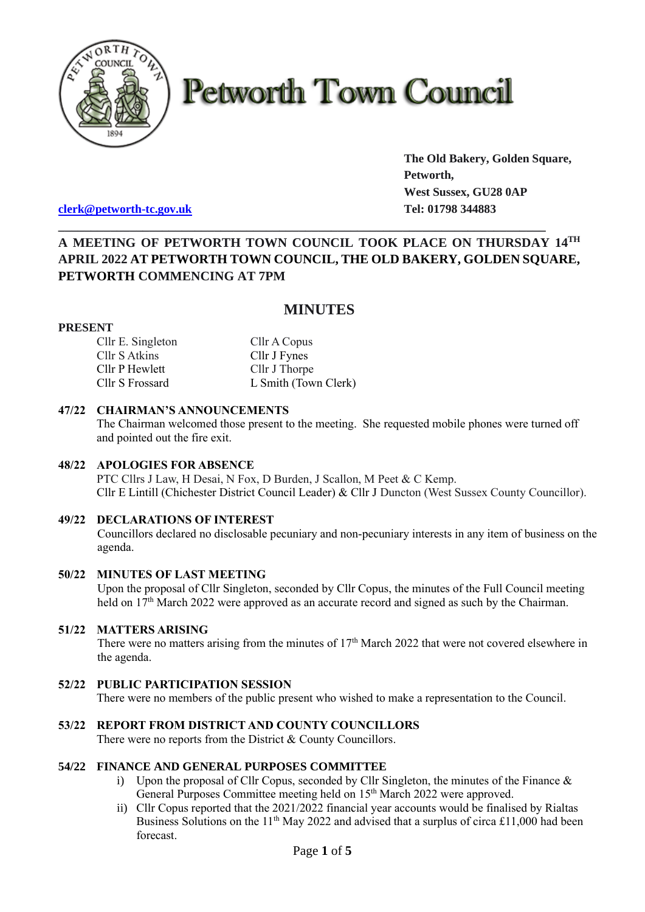# Petworth Town Council

**The Old Bakery, Golden Square,**
**Petworth,**
**West Sussex, GU28 0AP**
**Tel: 01798 344883**

clerk@petworth-tc.gov.uk

**A MEETING OF PETWORTH TOWN COUNCIL TOOK PLACE ON THURSDAY 14TH APRIL 2022 AT PETWORTH TOWN COUNCIL, THE OLD BAKERY, GOLDEN SQUARE, PETWORTH COMMENCING AT 7PM**

## MINUTES

**PRESENT**

| | |
|---|---|
| Cllr E. Singleton | Cllr A Copus |
| Cllr S Atkins | Cllr J Fynes |
| Cllr P Hewlett | Cllr J Thorpe |
| Cllr S Frossard | L Smith (Town Clerk) |

### 47/22 CHAIRMAN'S ANNOUNCEMENTS

The Chairman welcomed those present to the meeting. She requested mobile phones were turned off and pointed out the fire exit.

### 48/22 APOLOGIES FOR ABSENCE

PTC Cllrs J Law, H Desai, N Fox, D Burden, J Scallon, M Peet & C Kemp.
Cllr E Lintill (Chichester District Council Leader) & Cllr J Duncton (West Sussex County Councillor).

### 49/22 DECLARATIONS OF INTEREST

Councillors declared no disclosable pecuniary and non-pecuniary interests in any item of business on the agenda.

### 50/22 MINUTES OF LAST MEETING

Upon the proposal of Cllr Singleton, seconded by Cllr Copus, the minutes of the Full Council meeting held on 17th March 2022 were approved as an accurate record and signed as such by the Chairman.

### 51/22 MATTERS ARISING

There were no matters arising from the minutes of 17th March 2022 that were not covered elsewhere in the agenda.

### 52/22 PUBLIC PARTICIPATION SESSION

There were no members of the public present who wished to make a representation to the Council.

### 53/22 REPORT FROM DISTRICT AND COUNTY COUNCILLORS

There were no reports from the District & County Councillors.

### 54/22 FINANCE AND GENERAL PURPOSES COMMITTEE

i) Upon the proposal of Cllr Copus, seconded by Cllr Singleton, the minutes of the Finance & General Purposes Committee meeting held on 15th March 2022 were approved.

ii) Cllr Copus reported that the 2021/2022 financial year accounts would be finalised by Rialtas Business Solutions on the 11th May 2022 and advised that a surplus of circa £11,000 had been forecast.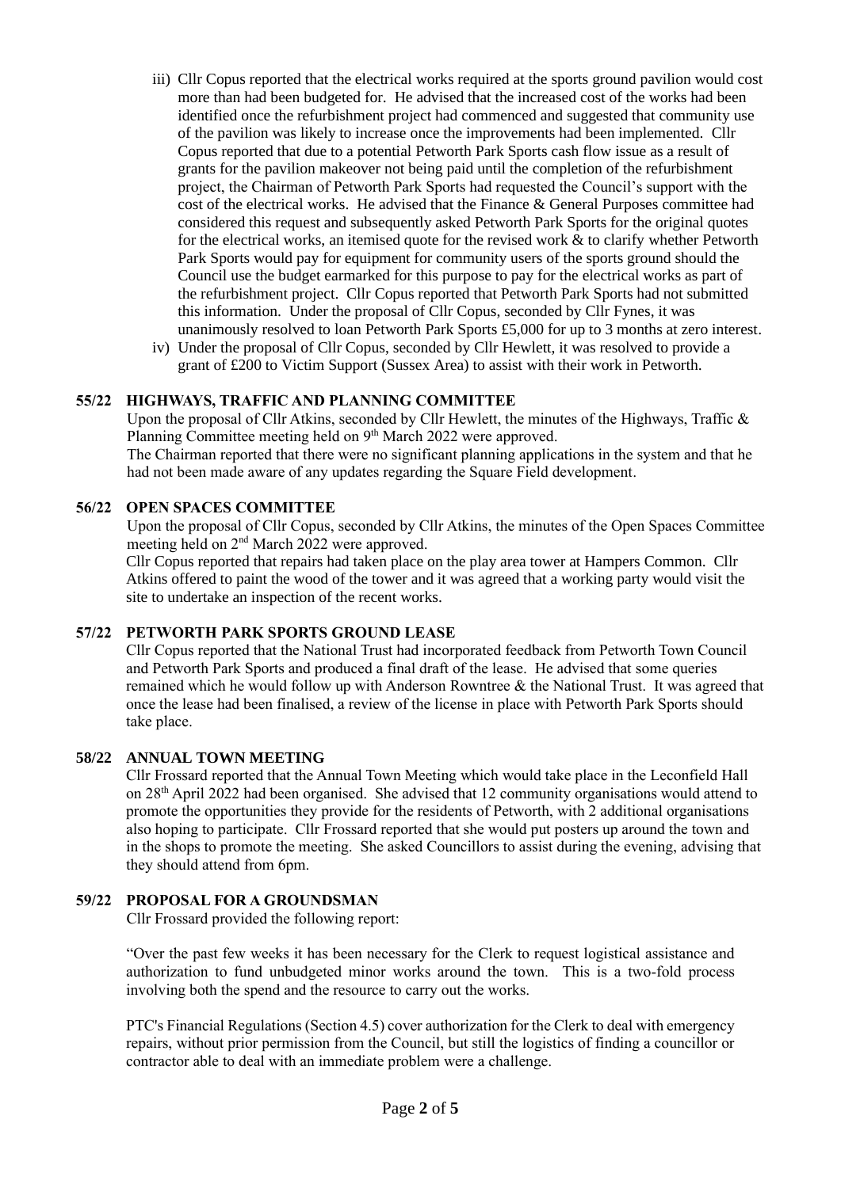iii) Cllr Copus reported that the electrical works required at the sports ground pavilion would cost more than had been budgeted for. He advised that the increased cost of the works had been identified once the refurbishment project had commenced and suggested that community use of the pavilion was likely to increase once the improvements had been implemented. Cllr Copus reported that due to a potential Petworth Park Sports cash flow issue as a result of grants for the pavilion makeover not being paid until the completion of the refurbishment project, the Chairman of Petworth Park Sports had requested the Council's support with the cost of the electrical works. He advised that the Finance & General Purposes committee had considered this request and subsequently asked Petworth Park Sports for the original quotes for the electrical works, an itemised quote for the revised work & to clarify whether Petworth Park Sports would pay for equipment for community users of the sports ground should the Council use the budget earmarked for this purpose to pay for the electrical works as part of the refurbishment project. Cllr Copus reported that Petworth Park Sports had not submitted this information. Under the proposal of Cllr Copus, seconded by Cllr Fynes, it was unanimously resolved to loan Petworth Park Sports £5,000 for up to 3 months at zero interest.

iv) Under the proposal of Cllr Copus, seconded by Cllr Hewlett, it was resolved to provide a grant of £200 to Victim Support (Sussex Area) to assist with their work in Petworth.

## 55/22 HIGHWAYS, TRAFFIC AND PLANNING COMMITTEE

Upon the proposal of Cllr Atkins, seconded by Cllr Hewlett, the minutes of the Highways, Traffic & Planning Committee meeting held on 9th March 2022 were approved.

The Chairman reported that there were no significant planning applications in the system and that he had not been made aware of any updates regarding the Square Field development.

## 56/22 OPEN SPACES COMMITTEE

Upon the proposal of Cllr Copus, seconded by Cllr Atkins, the minutes of the Open Spaces Committee meeting held on 2nd March 2022 were approved.

Cllr Copus reported that repairs had taken place on the play area tower at Hampers Common. Cllr Atkins offered to paint the wood of the tower and it was agreed that a working party would visit the site to undertake an inspection of the recent works.

## 57/22 PETWORTH PARK SPORTS GROUND LEASE

Cllr Copus reported that the National Trust had incorporated feedback from Petworth Town Council and Petworth Park Sports and produced a final draft of the lease. He advised that some queries remained which he would follow up with Anderson Rowntree & the National Trust. It was agreed that once the lease had been finalised, a review of the license in place with Petworth Park Sports should take place.

## 58/22 ANNUAL TOWN MEETING

Cllr Frossard reported that the Annual Town Meeting which would take place in the Leconfield Hall on 28th April 2022 had been organised. She advised that 12 community organisations would attend to promote the opportunities they provide for the residents of Petworth, with 2 additional organisations also hoping to participate. Cllr Frossard reported that she would put posters up around the town and in the shops to promote the meeting. She asked Councillors to assist during the evening, advising that they should attend from 6pm.

## 59/22 PROPOSAL FOR A GROUNDSMAN

Cllr Frossard provided the following report:

"Over the past few weeks it has been necessary for the Clerk to request logistical assistance and authorization to fund unbudgeted minor works around the town. This is a two-fold process involving both the spend and the resource to carry out the works.

PTC's Financial Regulations (Section 4.5) cover authorization for the Clerk to deal with emergency repairs, without prior permission from the Council, but still the logistics of finding a councillor or contractor able to deal with an immediate problem were a challenge.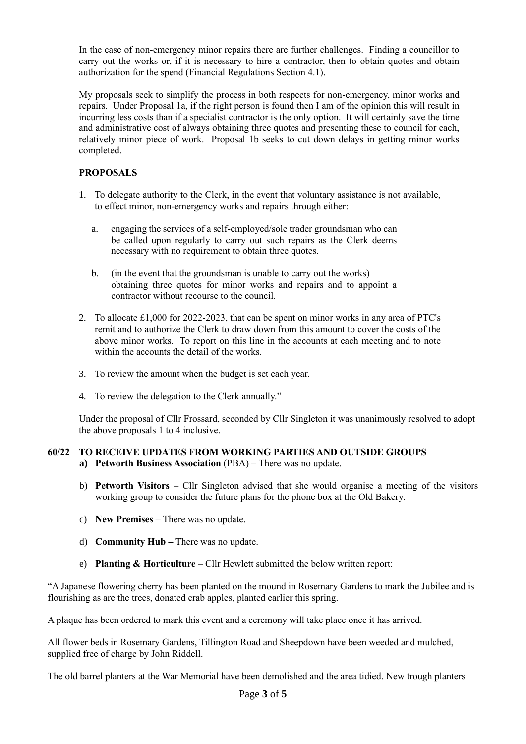In the case of non-emergency minor repairs there are further challenges. Finding a councillor to carry out the works or, if it is necessary to hire a contractor, then to obtain quotes and obtain authorization for the spend (Financial Regulations Section 4.1).

My proposals seek to simplify the process in both respects for non-emergency, minor works and repairs. Under Proposal 1a, if the right person is found then I am of the opinion this will result in incurring less costs than if a specialist contractor is the only option. It will certainly save the time and administrative cost of always obtaining three quotes and presenting these to council for each, relatively minor piece of work. Proposal 1b seeks to cut down delays in getting minor works completed.

**PROPOSALS**

1. To delegate authority to the Clerk, in the event that voluntary assistance is not available, to effect minor, non-emergency works and repairs through either:

   a. engaging the services of a self-employed/sole trader groundsman who can be called upon regularly to carry out such repairs as the Clerk deems necessary with no requirement to obtain three quotes.

   b. (in the event that the groundsman is unable to carry out the works) obtaining three quotes for minor works and repairs and to appoint a contractor without recourse to the council.

2. To allocate £1,000 for 2022-2023, that can be spent on minor works in any area of PTC's remit and to authorize the Clerk to draw down from this amount to cover the costs of the above minor works. To report on this line in the accounts at each meeting and to note within the accounts the detail of the works.

3. To review the amount when the budget is set each year.

4. To review the delegation to the Clerk annually."

Under the proposal of Cllr Frossard, seconded by Cllr Singleton it was unanimously resolved to adopt the above proposals 1 to 4 inclusive.

**60/22 TO RECEIVE UPDATES FROM WORKING PARTIES AND OUTSIDE GROUPS**

**a) Petworth Business Association** (PBA) – There was no update.

b) **Petworth Visitors** – Cllr Singleton advised that she would organise a meeting of the visitors working group to consider the future plans for the phone box at the Old Bakery.

c) **New Premises** – There was no update.

d) **Community Hub –** There was no update.

e) **Planting & Horticulture** – Cllr Hewlett submitted the below written report:

"A Japanese flowering cherry has been planted on the mound in Rosemary Gardens to mark the Jubilee and is flourishing as are the trees, donated crab apples, planted earlier this spring.

A plaque has been ordered to mark this event and a ceremony will take place once it has arrived.

All flower beds in Rosemary Gardens, Tillington Road and Sheepdown have been weeded and mulched, supplied free of charge by John Riddell.

The old barrel planters at the War Memorial have been demolished and the area tidied. New trough planters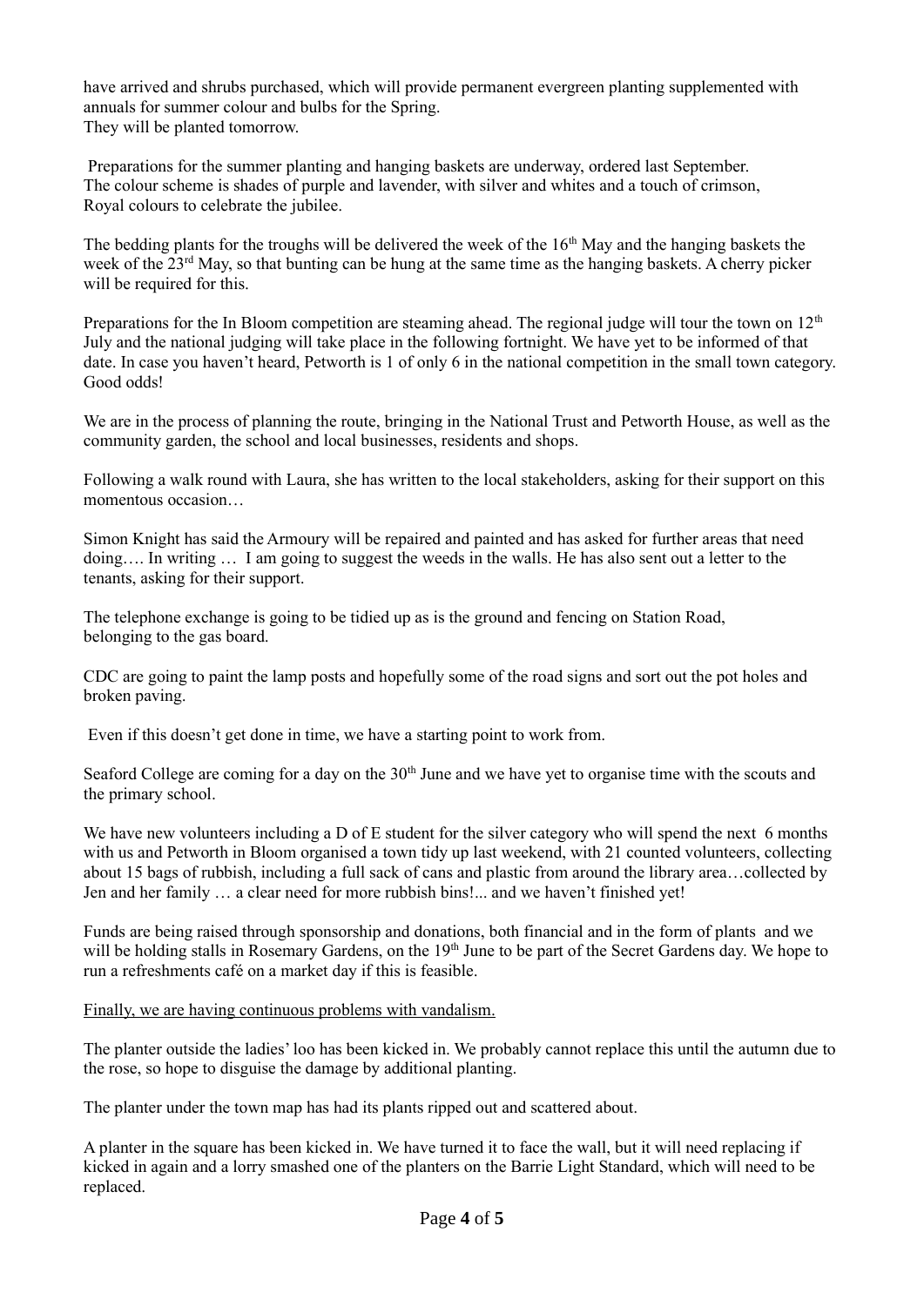have arrived and shrubs purchased, which will provide permanent evergreen planting supplemented with annuals for summer colour and bulbs for the Spring.
They will be planted tomorrow.

Preparations for the summer planting and hanging baskets are underway, ordered last September.
The colour scheme is shades of purple and lavender, with silver and whites and a touch of crimson, Royal colours to celebrate the jubilee.

The bedding plants for the troughs will be delivered the week of the 16th May and the hanging baskets the week of the 23rd May, so that bunting can be hung at the same time as the hanging baskets. A cherry picker will be required for this.

Preparations for the In Bloom competition are steaming ahead. The regional judge will tour the town on 12th July and the national judging will take place in the following fortnight. We have yet to be informed of that date. In case you haven't heard, Petworth is 1 of only 6 in the national competition in the small town category. Good odds!

We are in the process of planning the route, bringing in the National Trust and Petworth House, as well as the community garden, the school and local businesses, residents and shops.

Following a walk round with Laura, she has written to the local stakeholders, asking for their support on this momentous occasion…

Simon Knight has said the Armoury will be repaired and painted and has asked for further areas that need doing…. In writing … I am going to suggest the weeds in the walls. He has also sent out a letter to the tenants, asking for their support.

The telephone exchange is going to be tidied up as is the ground and fencing on Station Road, belonging to the gas board.

CDC are going to paint the lamp posts and hopefully some of the road signs and sort out the pot holes and broken paving.

Even if this doesn't get done in time, we have a starting point to work from.

Seaford College are coming for a day on the 30th June and we have yet to organise time with the scouts and the primary school.

We have new volunteers including a D of E student for the silver category who will spend the next 6 months with us and Petworth in Bloom organised a town tidy up last weekend, with 21 counted volunteers, collecting about 15 bags of rubbish, including a full sack of cans and plastic from around the library area…collected by Jen and her family … a clear need for more rubbish bins!... and we haven't finished yet!

Funds are being raised through sponsorship and donations, both financial and in the form of plants and we will be holding stalls in Rosemary Gardens, on the 19th June to be part of the Secret Gardens day. We hope to run a refreshments café on a market day if this is feasible.

<u>Finally, we are having continuous problems with vandalism.</u>

The planter outside the ladies' loo has been kicked in. We probably cannot replace this until the autumn due to the rose, so hope to disguise the damage by additional planting.

The planter under the town map has had its plants ripped out and scattered about.

A planter in the square has been kicked in. We have turned it to face the wall, but it will need replacing if kicked in again and a lorry smashed one of the planters on the Barrie Light Standard, which will need to be replaced.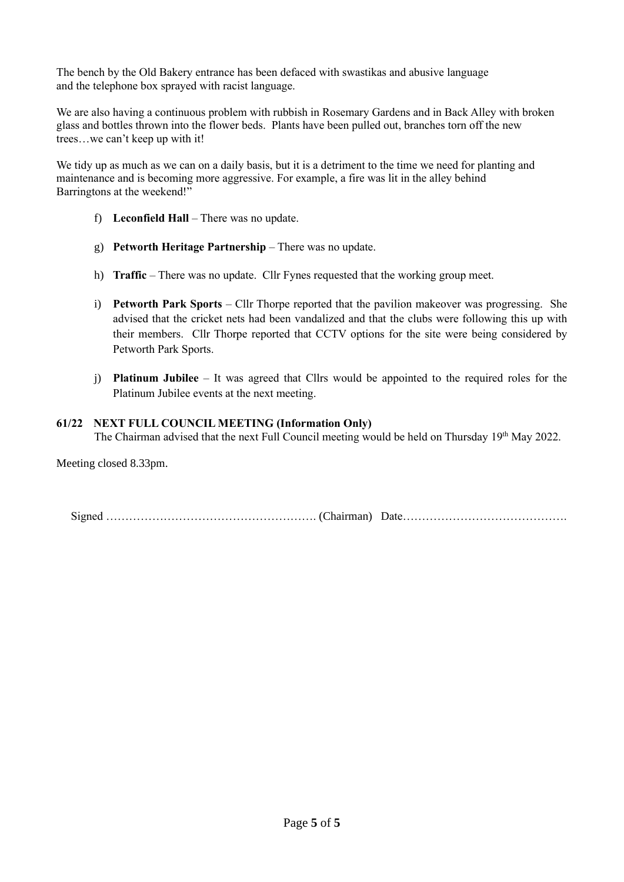The bench by the Old Bakery entrance has been defaced with swastikas and abusive language and the telephone box sprayed with racist language.

We are also having a continuous problem with rubbish in Rosemary Gardens and in Back Alley with broken glass and bottles thrown into the flower beds. Plants have been pulled out, branches torn off the new trees…we can't keep up with it!

We tidy up as much as we can on a daily basis, but it is a detriment to the time we need for planting and maintenance and is becoming more aggressive. For example, a fire was lit in the alley behind Barringtons at the weekend!"

f) **Leconfield Hall** – There was no update.

g) **Petworth Heritage Partnership** – There was no update.

h) **Traffic** – There was no update. Cllr Fynes requested that the working group meet.

i) **Petworth Park Sports** – Cllr Thorpe reported that the pavilion makeover was progressing. She advised that the cricket nets had been vandalized and that the clubs were following this up with their members. Cllr Thorpe reported that CCTV options for the site were being considered by Petworth Park Sports.

j) **Platinum Jubilee** – It was agreed that Cllrs would be appointed to the required roles for the Platinum Jubilee events at the next meeting.

**61/22 NEXT FULL COUNCIL MEETING (Information Only)**

The Chairman advised that the next Full Council meeting would be held on Thursday 19th May 2022.

Meeting closed 8.33pm.

Signed ………………………………………………. (Chairman) Date…………………………………….